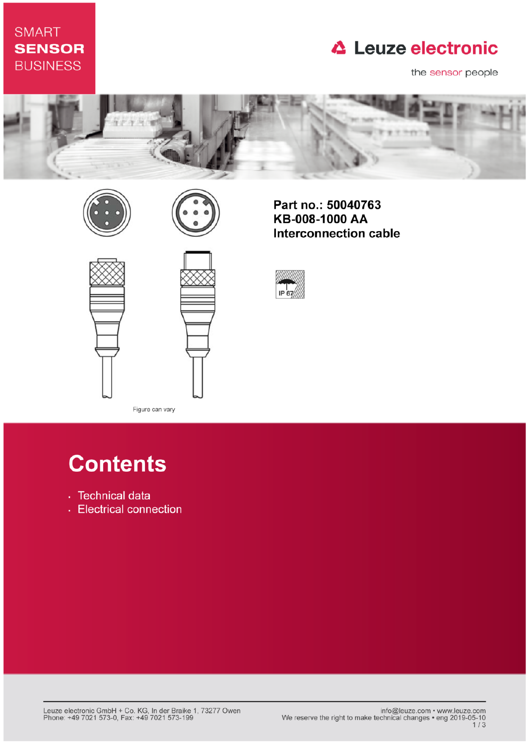SMART
**SENSOR**
BUSINESS

Leuze electronic

the sensor people

**Part no.: 50040763**
**KB-008-1000 AA**
**Interconnection cable**

IP 67

Figure can vary

# Contents

- Technical data
- Electrical connection

Leuze electronic GmbH + Co. KG, In der Braike 1, 73277 Owen
Phone: +49 7021 573-0, Fax: +49 7021 573-199

info@leuze.com • www.leuze.com
We reserve the right to make technical changes • eng 2019-05-10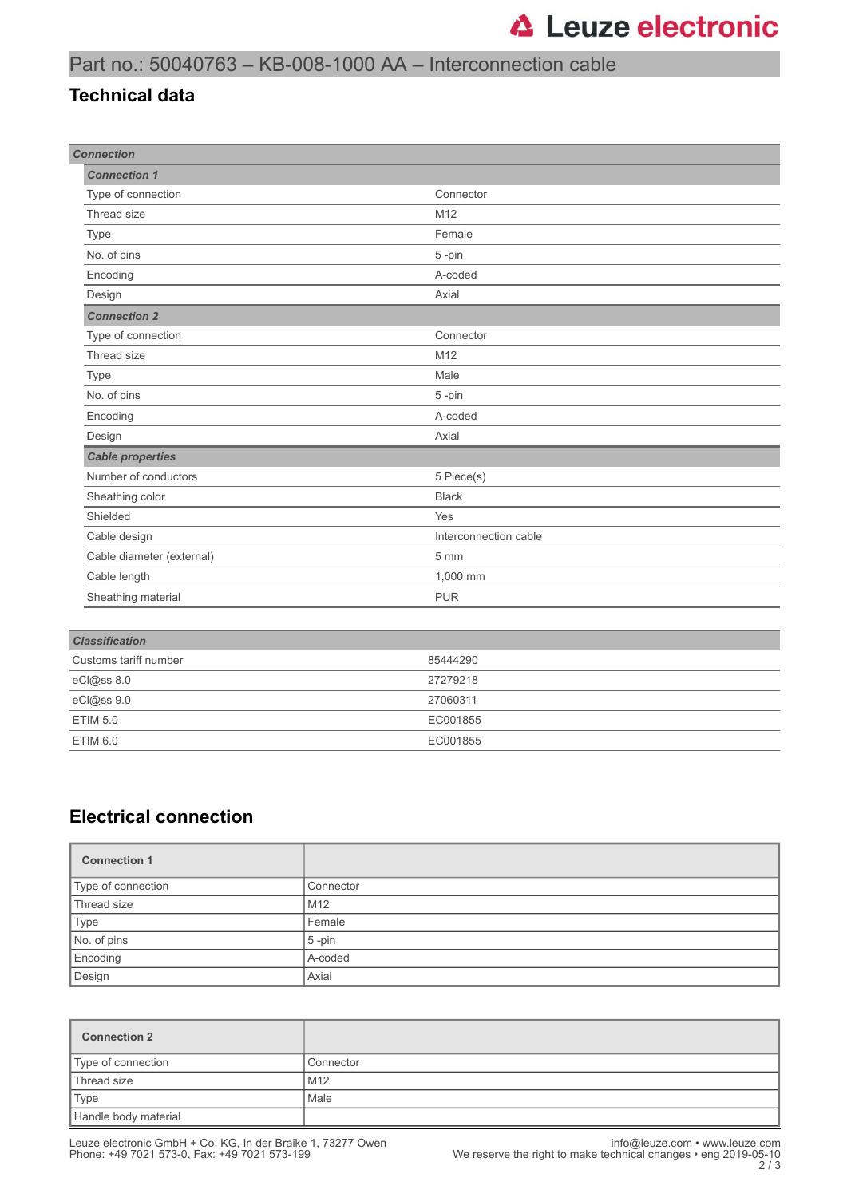Part no.: 50040763 – KB-008-1000 AA – Interconnection cable

## Technical data

| *Connection* | |
|---|---|
| ***Connection 1*** | |
| Type of connection | Connector |
| Thread size | M12 |
| Type | Female |
| No. of pins | 5 -pin |
| Encoding | A-coded |
| Design | Axial |
| ***Connection 2*** | |
| Type of connection | Connector |
| Thread size | M12 |
| Type | Male |
| No. of pins | 5 -pin |
| Encoding | A-coded |
| Design | Axial |
| ***Cable properties*** | |
| Number of conductors | 5 Piece(s) |
| Sheathing color | Black |
| Shielded | Yes |
| Cable design | Interconnection cable |
| Cable diameter (external) | 5 mm |
| Cable length | 1,000 mm |
| Sheathing material | PUR |

| *Classification* | |
|---|---|
| Customs tariff number | 85444290 |
| eCl@ss 8.0 | 27279218 |
| eCl@ss 9.0 | 27060311 |
| ETIM 5.0 | EC001855 |
| ETIM 6.0 | EC001855 |

## Electrical connection

| **Connection 1** | |
|---|---|
| Type of connection | Connector |
| Thread size | M12 |
| Type | Female |
| No. of pins | 5 -pin |
| Encoding | A-coded |
| Design | Axial |

| **Connection 2** | |
|---|---|
| Type of connection | Connector |
| Thread size | M12 |
| Type | Male |
| Handle body material | |

Leuze electronic GmbH + Co. KG, In der Braike 1, 73277 Owen
Phone: +49 7021 573-0, Fax: +49 7021 573-199

info@leuze.com • www.leuze.com
We reserve the right to make technical changes • eng 2019-05-10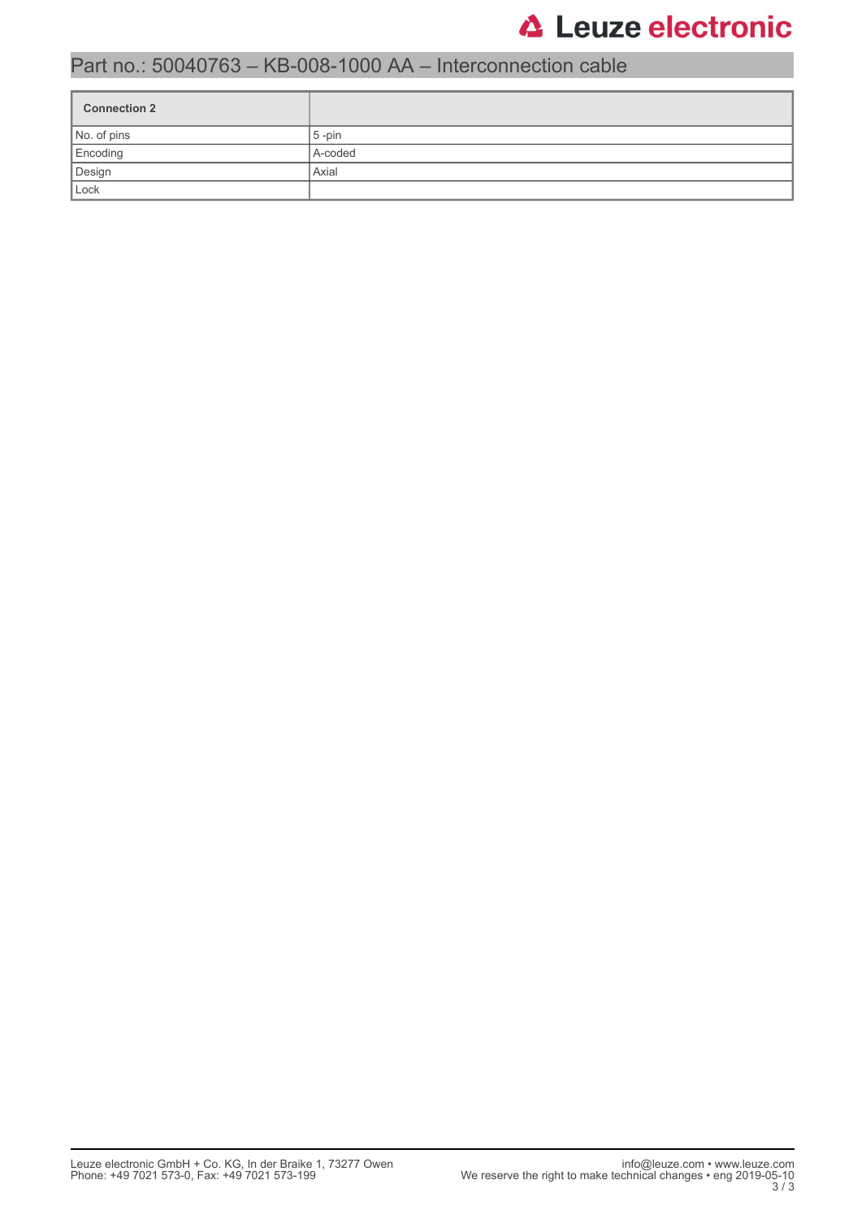Part no.: 50040763 – KB-008-1000 AA – Interconnection cable

| Connection 2 | |
|---|---|
| No. of pins | 5 -pin |
| Encoding | A-coded |
| Design | Axial |
| Lock | |

Leuze electronic GmbH + Co. KG, In der Braike 1, 73277 Owen
Phone: +49 7021 573-0, Fax: +49 7021 573-199

info@leuze.com • www.leuze.com
We reserve the right to make technical changes • eng 2019-05-10